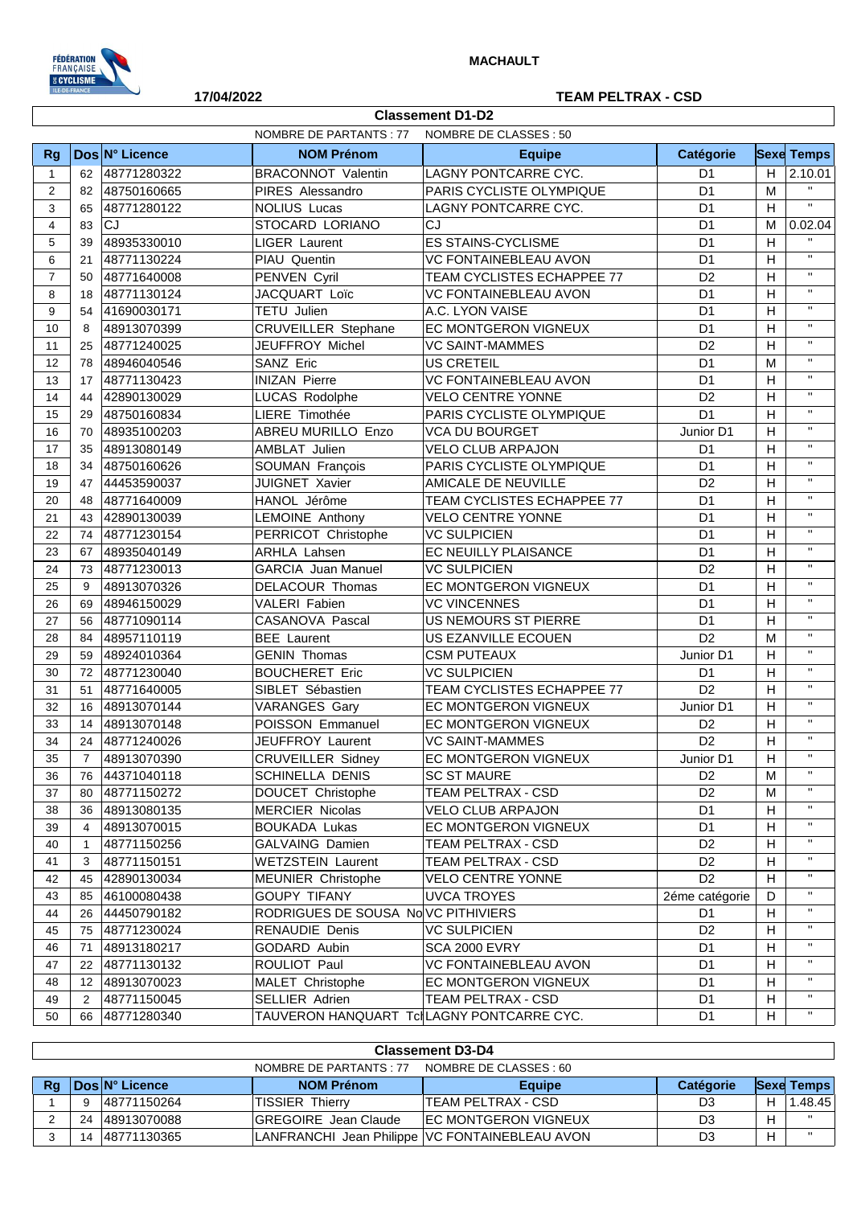**MACHAULT**

**17/04/2022**

**TEAM PELTRAX - CSD**

## Classement D1-D2

NOMBRE DE PARTANTS : 77 NOMBRE DE CLASSES : 50

| Rg | Dos | N° Licence | NOM Prénom | Equipe | Catégorie | Sexe | Temps |
|---|---|---|---|---|---|---|---|
| 1 | 62 | 48771280322 | BRACONNOT Valentin | LAGNY PONTCARRE CYC. | D1 | H | 2.10.01 |
| 2 | 82 | 48750160665 | PIRES Alessandro | PARIS CYCLISTE OLYMPIQUE | D1 | M | " |
| 3 | 65 | 48771280122 | NOLIUS Lucas | LAGNY PONTCARRE CYC. | D1 | H | " |
| 4 | 83 | CJ | STOCARD LORIANO | CJ | D1 | M | 0.02.04 |
| 5 | 39 | 48935330010 | LIGER Laurent | ES STAINS-CYCLISME | D1 | H | " |
| 6 | 21 | 48771130224 | PIAU Quentin | VC FONTAINEBLEAU AVON | D1 | H | " |
| 7 | 50 | 48771640008 | PENVEN Cyril | TEAM CYCLISTES ECHAPPEE 77 | D2 | H | " |
| 8 | 18 | 48771130124 | JACQUART Loïc | VC FONTAINEBLEAU AVON | D1 | H | " |
| 9 | 54 | 41690030171 | TETU Julien | A.C. LYON VAISE | D1 | H | " |
| 10 | 8 | 48913070399 | CRUVEILLER Stephane | EC MONTGERON VIGNEUX | D1 | H | " |
| 11 | 25 | 48771240025 | JEUFFROY Michel | VC SAINT-MAMMES | D2 | H | " |
| 12 | 78 | 48946040546 | SANZ Eric | US CRETEIL | D1 | M | " |
| 13 | 17 | 48771130423 | INIZAN Pierre | VC FONTAINEBLEAU AVON | D1 | H | " |
| 14 | 44 | 42890130029 | LUCAS Rodolphe | VELO CENTRE YONNE | D2 | H | " |
| 15 | 29 | 48750160834 | LIERE Timothée | PARIS CYCLISTE OLYMPIQUE | D1 | H | " |
| 16 | 70 | 48935100203 | ABREU MURILLO Enzo | VCA DU BOURGET | Junior D1 | H | " |
| 17 | 35 | 48913080149 | AMBLAT Julien | VELO CLUB ARPAJON | D1 | H | " |
| 18 | 34 | 48750160626 | SOUMAN François | PARIS CYCLISTE OLYMPIQUE | D1 | H | " |
| 19 | 47 | 44453590037 | JUIGNET Xavier | AMICALE DE NEUVILLE | D2 | H | " |
| 20 | 48 | 48771640009 | HANOL Jérôme | TEAM CYCLISTES ECHAPPEE 77 | D1 | H | " |
| 21 | 43 | 42890130039 | LEMOINE Anthony | VELO CENTRE YONNE | D1 | H | " |
| 22 | 74 | 48771230154 | PERRICOT Christophe | VC SULPICIEN | D1 | H | " |
| 23 | 67 | 48935040149 | ARHLA Lahsen | EC NEUILLY PLAISANCE | D1 | H | " |
| 24 | 73 | 48771230013 | GARCIA Juan Manuel | VC SULPICIEN | D2 | H | " |
| 25 | 9 | 48913070326 | DELACOUR Thomas | EC MONTGERON VIGNEUX | D1 | H | " |
| 26 | 69 | 48946150029 | VALERI Fabien | VC VINCENNES | D1 | H | " |
| 27 | 56 | 48771090114 | CASANOVA Pascal | US NEMOURS ST PIERRE | D1 | H | " |
| 28 | 84 | 48957110119 | BEE Laurent | US EZANVILLE ECOUEN | D2 | M | " |
| 29 | 59 | 48924010364 | GENIN Thomas | CSM PUTEAUX | Junior D1 | H | " |
| 30 | 72 | 48771230040 | BOUCHERET Eric | VC SULPICIEN | D1 | H | " |
| 31 | 51 | 48771640005 | SIBLET Sébastien | TEAM CYCLISTES ECHAPPEE 77 | D2 | H | " |
| 32 | 16 | 48913070144 | VARANGES Gary | EC MONTGERON VIGNEUX | Junior D1 | H | " |
| 33 | 14 | 48913070148 | POISSON Emmanuel | EC MONTGERON VIGNEUX | D2 | H | " |
| 34 | 24 | 48771240026 | JEUFFROY Laurent | VC SAINT-MAMMES | D2 | H | " |
| 35 | 7 | 48913070390 | CRUVEILLER Sidney | EC MONTGERON VIGNEUX | Junior D1 | H | " |
| 36 | 76 | 44371040118 | SCHINELLA DENIS | SC ST MAURE | D2 | M | " |
| 37 | 80 | 48771150272 | DOUCET Christophe | TEAM PELTRAX - CSD | D2 | M | " |
| 38 | 36 | 48913080135 | MERCIER Nicolas | VELO CLUB ARPAJON | D1 | H | " |
| 39 | 4 | 48913070015 | BOUKADA Lukas | EC MONTGERON VIGNEUX | D1 | H | " |
| 40 | 1 | 48771150256 | GALVAING Damien | TEAM PELTRAX - CSD | D2 | H | " |
| 41 | 3 | 48771150151 | WETZSTEIN Laurent | TEAM PELTRAX - CSD | D2 | H | " |
| 42 | 45 | 42890130034 | MEUNIER Christophe | VELO CENTRE YONNE | D2 | H | " |
| 43 | 85 | 46100080438 | GOUPY TIFANY | UVCA TROYES | 2éme catégorie | D | " |
| 44 | 26 | 44450790182 | RODRIGUES DE SOUSA No | VC PITHIVIERS | D1 | H | " |
| 45 | 75 | 48771230024 | RENAUDIE Denis | VC SULPICIEN | D2 | H | " |
| 46 | 71 | 48913180217 | GODARD Aubin | SCA 2000 EVRY | D1 | H | " |
| 47 | 22 | 48771130132 | ROULIOT Paul | VC FONTAINEBLEAU AVON | D1 | H | " |
| 48 | 12 | 48913070023 | MALET Christophe | EC MONTGERON VIGNEUX | D1 | H | " |
| 49 | 2 | 48771150045 | SELLIER Adrien | TEAM PELTRAX - CSD | D1 | H | " |
| 50 | 66 | 48771280340 | TAUVERON HANQUART Tc | LAGNY PONTCARRE CYC. | D1 | H | " |

## Classement D3-D4

NOMBRE DE PARTANTS : 77 NOMBRE DE CLASSES : 60

| Rg | Dos | N° Licence | NOM Prénom | Equipe | Catégorie | Sexe | Temps |
|---|---|---|---|---|---|---|---|
| 1 | 9 | 48771150264 | TISSIER Thierry | TEAM PELTRAX - CSD | D3 | H | 1.48.45 |
| 2 | 24 | 48913070088 | GREGOIRE Jean Claude | EC MONTGERON VIGNEUX | D3 | H | " |
| 3 | 14 | 48771130365 | LANFRANCHI Jean Philippe | VC FONTAINEBLEAU AVON | D3 | H | " |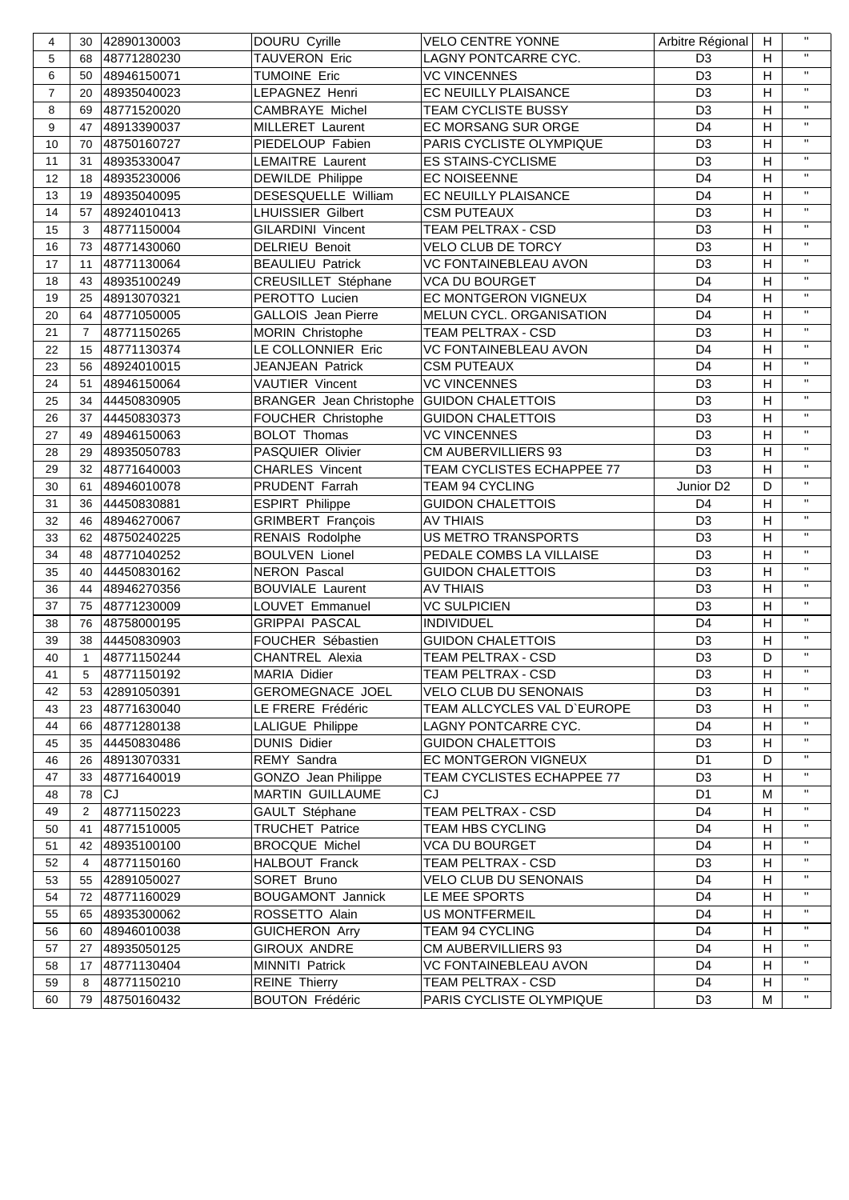| 4 | 30 | 42890130003 | DOURU Cyrille | VELO CENTRE YONNE | Arbitre Régional | H | " |
|---|---|---|---|---|---|---|---|
| 5 | 68 | 48771280230 | TAUVERON Eric | LAGNY PONTCARRE CYC. | D3 | H | " |
| 6 | 50 | 48946150071 | TUMOINE Eric | VC VINCENNES | D3 | H | " |
| 7 | 20 | 48935040023 | LEPAGNEZ Henri | EC NEUILLY PLAISANCE | D3 | H | " |
| 8 | 69 | 48771520020 | CAMBRAYE Michel | TEAM CYCLISTE BUSSY | D3 | H | " |
| 9 | 47 | 48913390037 | MILLERET Laurent | EC MORSANG SUR ORGE | D4 | H | " |
| 10 | 70 | 48750160727 | PIEDELOUP Fabien | PARIS CYCLISTE OLYMPIQUE | D3 | H | " |
| 11 | 31 | 48935330047 | LEMAITRE Laurent | ES STAINS-CYCLISME | D3 | H | " |
| 12 | 18 | 48935230006 | DEWILDE Philippe | EC NOISEENNE | D4 | H | " |
| 13 | 19 | 48935040095 | DESESQUELLE William | EC NEUILLY PLAISANCE | D4 | H | " |
| 14 | 57 | 48924010413 | LHUISSIER Gilbert | CSM PUTEAUX | D3 | H | " |
| 15 | 3 | 48771150004 | GILARDINI Vincent | TEAM PELTRAX - CSD | D3 | H | " |
| 16 | 73 | 48771430060 | DELRIEU Benoit | VELO CLUB DE TORCY | D3 | H | " |
| 17 | 11 | 48771130064 | BEAULIEU Patrick | VC FONTAINEBLEAU AVON | D3 | H | " |
| 18 | 43 | 48935100249 | CREUSILLET Stéphane | VCA DU BOURGET | D4 | H | " |
| 19 | 25 | 48913070321 | PEROTTO Lucien | EC MONTGERON VIGNEUX | D4 | H | " |
| 20 | 64 | 48771050005 | GALLOIS Jean Pierre | MELUN CYCL. ORGANISATION | D4 | H | " |
| 21 | 7 | 48771150265 | MORIN Christophe | TEAM PELTRAX - CSD | D3 | H | " |
| 22 | 15 | 48771130374 | LE COLLONNIER Eric | VC FONTAINEBLEAU AVON | D4 | H | " |
| 23 | 56 | 48924010015 | JEANJEAN Patrick | CSM PUTEAUX | D4 | H | " |
| 24 | 51 | 48946150064 | VAUTIER Vincent | VC VINCENNES | D3 | H | " |
| 25 | 34 | 44450830905 | BRANGER Jean Christophe | GUIDON CHALETTOIS | D3 | H | " |
| 26 | 37 | 44450830373 | FOUCHER Christophe | GUIDON CHALETTOIS | D3 | H | " |
| 27 | 49 | 48946150063 | BOLOT Thomas | VC VINCENNES | D3 | H | " |
| 28 | 29 | 48935050783 | PASQUIER Olivier | CM AUBERVILLIERS 93 | D3 | H | " |
| 29 | 32 | 48771640003 | CHARLES Vincent | TEAM CYCLISTES ECHAPPEE 77 | D3 | H | " |
| 30 | 61 | 48946010078 | PRUDENT Farrah | TEAM 94 CYCLING | Junior D2 | D | " |
| 31 | 36 | 44450830881 | ESPIRT Philippe | GUIDON CHALETTOIS | D4 | H | " |
| 32 | 46 | 48946270067 | GRIMBERT François | AV THIAIS | D3 | H | " |
| 33 | 62 | 48750240225 | RENAIS Rodolphe | US METRO TRANSPORTS | D3 | H | " |
| 34 | 48 | 48771040252 | BOULVEN Lionel | PEDALE COMBS LA VILLAISE | D3 | H | " |
| 35 | 40 | 44450830162 | NERON Pascal | GUIDON CHALETTOIS | D3 | H | " |
| 36 | 44 | 48946270356 | BOUVIALE Laurent | AV THIAIS | D3 | H | " |
| 37 | 75 | 48771230009 | LOUVET Emmanuel | VC SULPICIEN | D3 | H | " |
| 38 | 76 | 48758000195 | GRIPPAI PASCAL | INDIVIDUEL | D4 | H | " |
| 39 | 38 | 44450830903 | FOUCHER Sébastien | GUIDON CHALETTOIS | D3 | H | " |
| 40 | 1 | 48771150244 | CHANTREL Alexia | TEAM PELTRAX - CSD | D3 | D | " |
| 41 | 5 | 48771150192 | MARIA Didier | TEAM PELTRAX - CSD | D3 | H | " |
| 42 | 53 | 42891050391 | GEROMEGNACE JOEL | VELO CLUB DU SENONAIS | D3 | H | " |
| 43 | 23 | 48771630040 | LE FRERE Frédéric | TEAM ALLCYCLES VAL D`EUROPE | D3 | H | " |
| 44 | 66 | 48771280138 | LALIGUE Philippe | LAGNY PONTCARRE CYC. | D4 | H | " |
| 45 | 35 | 44450830486 | DUNIS Didier | GUIDON CHALETTOIS | D3 | H | " |
| 46 | 26 | 48913070331 | REMY Sandra | EC MONTGERON VIGNEUX | D1 | D | " |
| 47 | 33 | 48771640019 | GONZO Jean Philippe | TEAM CYCLISTES ECHAPPEE 77 | D3 | H | " |
| 48 | 78 | CJ | MARTIN GUILLAUME | CJ | D1 | M | " |
| 49 | 2 | 48771150223 | GAULT Stéphane | TEAM PELTRAX - CSD | D4 | H | " |
| 50 | 41 | 48771510005 | TRUCHET Patrice | TEAM HBS CYCLING | D4 | H | " |
| 51 | 42 | 48935100100 | BROCQUE Michel | VCA DU BOURGET | D4 | H | " |
| 52 | 4 | 48771150160 | HALBOUT Franck | TEAM PELTRAX - CSD | D3 | H | " |
| 53 | 55 | 42891050027 | SORET Bruno | VELO CLUB DU SENONAIS | D4 | H | " |
| 54 | 72 | 48771160029 | BOUGAMONT Jannick | LE MEE SPORTS | D4 | H | " |
| 55 | 65 | 48935300062 | ROSSETTO Alain | US MONTFERMEIL | D4 | H | " |
| 56 | 60 | 48946010038 | GUICHERON Arry | TEAM 94 CYCLING | D4 | H | " |
| 57 | 27 | 48935050125 | GIROUX ANDRE | CM AUBERVILLIERS 93 | D4 | H | " |
| 58 | 17 | 48771130404 | MINNITI Patrick | VC FONTAINEBLEAU AVON | D4 | H | " |
| 59 | 8 | 48771150210 | REINE Thierry | TEAM PELTRAX - CSD | D4 | H | " |
| 60 | 79 | 48750160432 | BOUTON Frédéric | PARIS CYCLISTE OLYMPIQUE | D3 | M | " |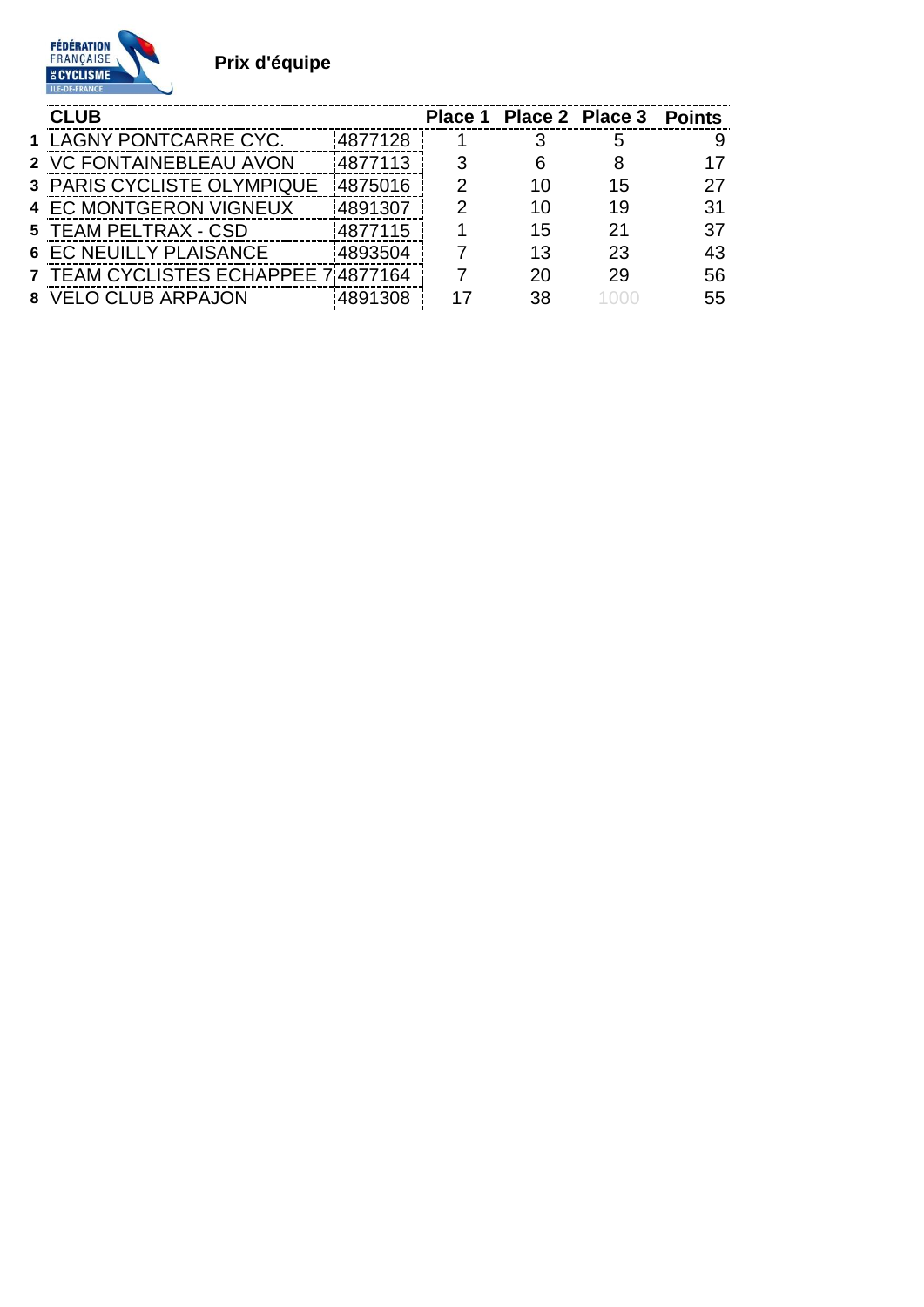**Prix d'équipe**

| | CLUB | | Place 1 | Place 2 | Place 3 | Points |
|---|---|---|---|---|---|---|
| 1 | LAGNY PONTCARRE CYC. | 4877128 | 1 | 3 | 5 | 9 |
| 2 | VC FONTAINEBLEAU AVON | 4877113 | 3 | 6 | 8 | 17 |
| 3 | PARIS CYCLISTE OLYMPIQUE | 4875016 | 2 | 10 | 15 | 27 |
| 4 | EC MONTGERON VIGNEUX | 4891307 | 2 | 10 | 19 | 31 |
| 5 | TEAM PELTRAX - CSD | 4877115 | 1 | 15 | 21 | 37 |
| 6 | EC NEUILLY PLAISANCE | 4893504 | 7 | 13 | 23 | 43 |
| 7 | TEAM CYCLISTES ECHAPPEE 7 | 4877164 | 7 | 20 | 29 | 56 |
| 8 | VELO CLUB ARPAJON | 4891308 | 17 | 38 | 1000 | 55 |